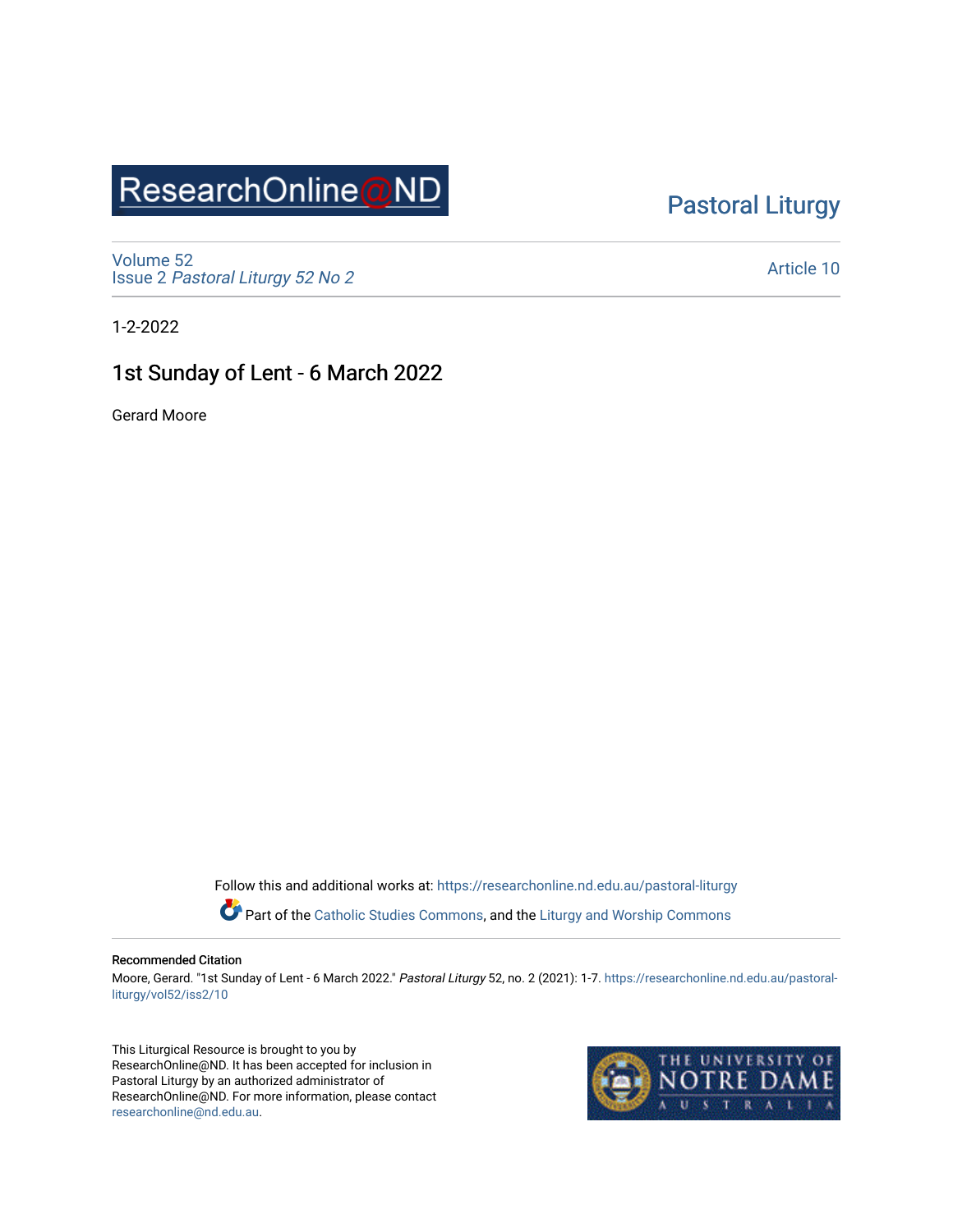ResearchOnline@ND

Pastoral Liturgy

Volume 52
Issue 2 *Pastoral Liturgy 52 No 2*

Article 10

1-2-2022

# 1st Sunday of Lent - 6 March 2022

Gerard Moore

Follow this and additional works at: https://researchonline.nd.edu.au/pastoral-liturgy

Part of the Catholic Studies Commons, and the Liturgy and Worship Commons

**Recommended Citation**

Moore, Gerard. "1st Sunday of Lent - 6 March 2022." *Pastoral Liturgy* 52, no. 2 (2021): 1-7. https://researchonline.nd.edu.au/pastoral-liturgy/vol52/iss2/10

This Liturgical Resource is brought to you by ResearchOnline@ND. It has been accepted for inclusion in Pastoral Liturgy by an authorized administrator of ResearchOnline@ND. For more information, please contact researchonline@nd.edu.au.

THE UNIVERSITY OF NOTRE DAME AUSTRALIA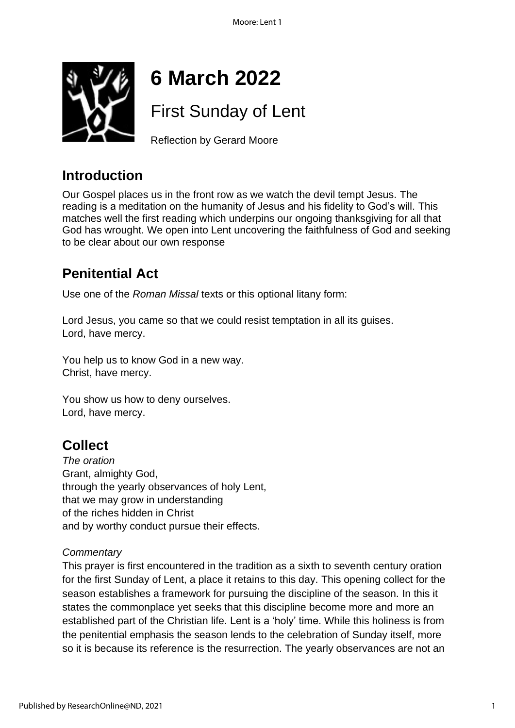# 6 March 2022

## First Sunday of Lent

Reflection by Gerard Moore

## Introduction

Our Gospel places us in the front row as we watch the devil tempt Jesus. The reading is a meditation on the humanity of Jesus and his fidelity to God's will. This matches well the first reading which underpins our ongoing thanksgiving for all that God has wrought. We open into Lent uncovering the faithfulness of God and seeking to be clear about our own response

## Penitential Act

Use one of the *Roman Missal* texts or this optional litany form:

Lord Jesus, you came so that we could resist temptation in all its guises.
Lord, have mercy.

You help us to know God in a new way.
Christ, have mercy.

You show us how to deny ourselves.
Lord, have mercy.

## Collect

*The oration*
Grant, almighty God,
through the yearly observances of holy Lent,
that we may grow in understanding
of the riches hidden in Christ
and by worthy conduct pursue their effects.

*Commentary*
This prayer is first encountered in the tradition as a sixth to seventh century oration for the first Sunday of Lent, a place it retains to this day. This opening collect for the season establishes a framework for pursuing the discipline of the season. In this it states the commonplace yet seeks that this discipline become more and more an established part of the Christian life. Lent is a 'holy' time. While this holiness is from the penitential emphasis the season lends to the celebration of Sunday itself, more so it is because its reference is the resurrection. The yearly observances are not an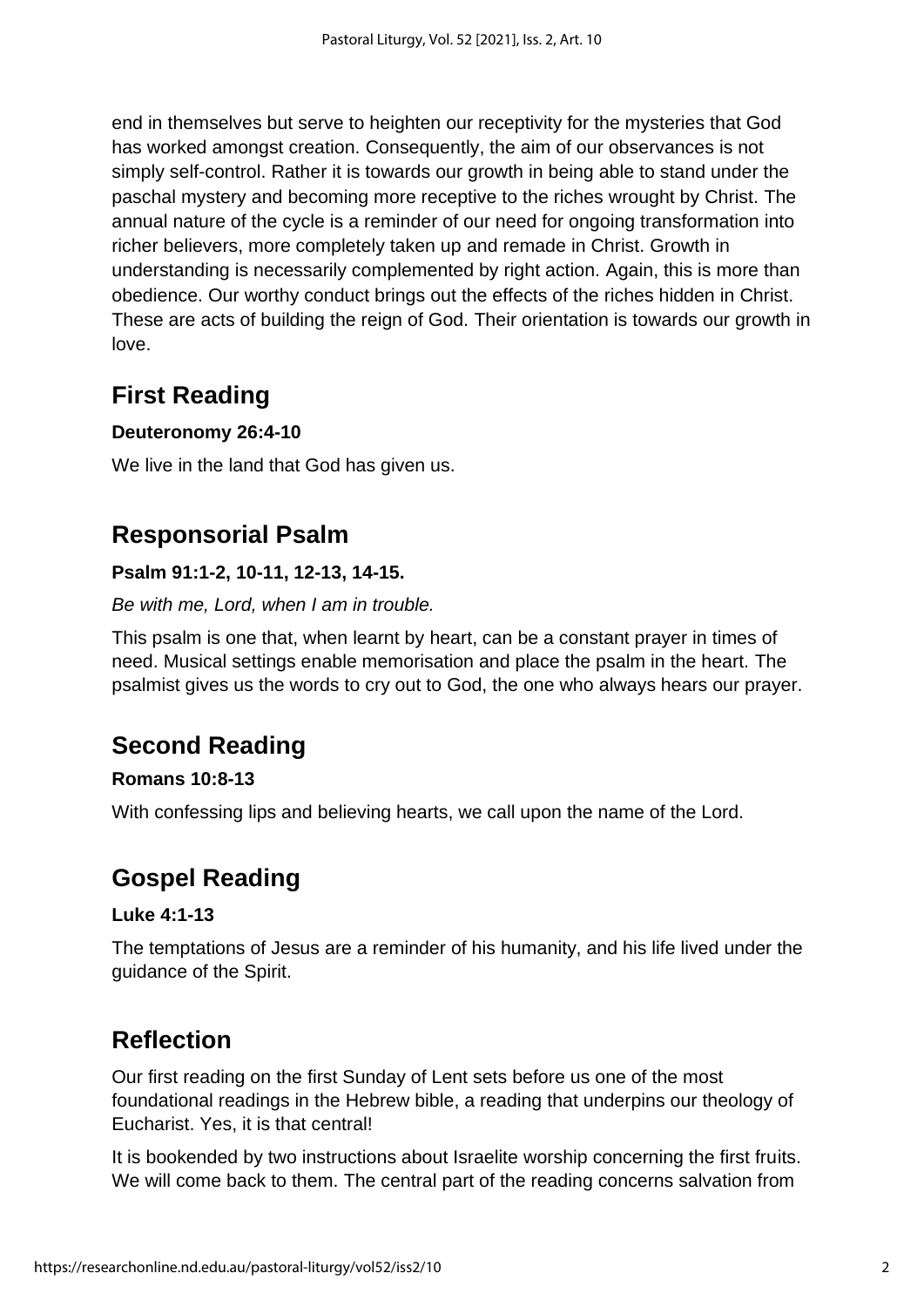end in themselves but serve to heighten our receptivity for the mysteries that God has worked amongst creation. Consequently, the aim of our observances is not simply self-control. Rather it is towards our growth in being able to stand under the paschal mystery and becoming more receptive to the riches wrought by Christ. The annual nature of the cycle is a reminder of our need for ongoing transformation into richer believers, more completely taken up and remade in Christ. Growth in understanding is necessarily complemented by right action. Again, this is more than obedience. Our worthy conduct brings out the effects of the riches hidden in Christ. These are acts of building the reign of God. Their orientation is towards our growth in love.

## First Reading

**Deuteronomy 26:4-10**

We live in the land that God has given us.

## Responsorial Psalm

**Psalm 91:1-2, 10-11, 12-13, 14-15.**

*Be with me, Lord, when I am in trouble.*

This psalm is one that, when learnt by heart, can be a constant prayer in times of need. Musical settings enable memorisation and place the psalm in the heart. The psalmist gives us the words to cry out to God, the one who always hears our prayer.

## Second Reading

**Romans 10:8-13**

With confessing lips and believing hearts, we call upon the name of the Lord.

## Gospel Reading

**Luke 4:1-13**

The temptations of Jesus are a reminder of his humanity, and his life lived under the guidance of the Spirit.

## Reflection

Our first reading on the first Sunday of Lent sets before us one of the most foundational readings in the Hebrew bible, a reading that underpins our theology of Eucharist. Yes, it is that central!

It is bookended by two instructions about Israelite worship concerning the first fruits. We will come back to them. The central part of the reading concerns salvation from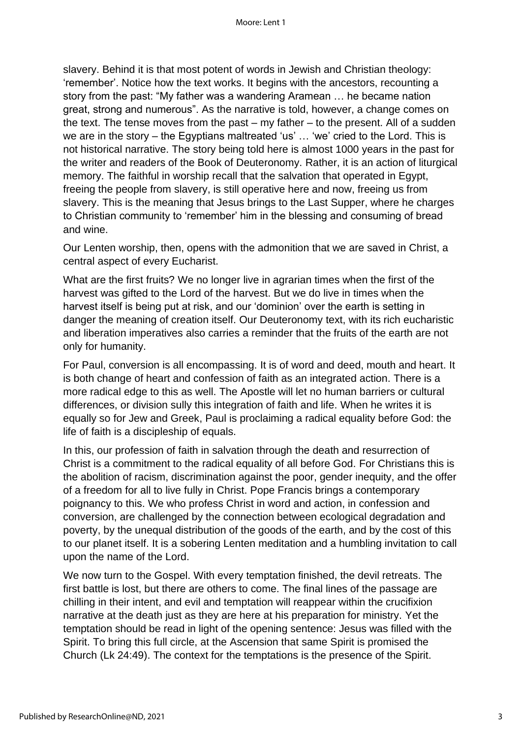slavery. Behind it is that most potent of words in Jewish and Christian theology: 'remember'. Notice how the text works. It begins with the ancestors, recounting a story from the past: "My father was a wandering Aramean … he became nation great, strong and numerous". As the narrative is told, however, a change comes on the text. The tense moves from the past – my father – to the present. All of a sudden we are in the story – the Egyptians maltreated 'us' … 'we' cried to the Lord. This is not historical narrative. The story being told here is almost 1000 years in the past for the writer and readers of the Book of Deuteronomy. Rather, it is an action of liturgical memory. The faithful in worship recall that the salvation that operated in Egypt, freeing the people from slavery, is still operative here and now, freeing us from slavery. This is the meaning that Jesus brings to the Last Supper, where he charges to Christian community to 'remember' him in the blessing and consuming of bread and wine.

Our Lenten worship, then, opens with the admonition that we are saved in Christ, a central aspect of every Eucharist.

What are the first fruits? We no longer live in agrarian times when the first of the harvest was gifted to the Lord of the harvest. But we do live in times when the harvest itself is being put at risk, and our 'dominion' over the earth is setting in danger the meaning of creation itself. Our Deuteronomy text, with its rich eucharistic and liberation imperatives also carries a reminder that the fruits of the earth are not only for humanity.

For Paul, conversion is all encompassing. It is of word and deed, mouth and heart. It is both change of heart and confession of faith as an integrated action. There is a more radical edge to this as well. The Apostle will let no human barriers or cultural differences, or division sully this integration of faith and life. When he writes it is equally so for Jew and Greek, Paul is proclaiming a radical equality before God: the life of faith is a discipleship of equals.

In this, our profession of faith in salvation through the death and resurrection of Christ is a commitment to the radical equality of all before God. For Christians this is the abolition of racism, discrimination against the poor, gender inequity, and the offer of a freedom for all to live fully in Christ. Pope Francis brings a contemporary poignancy to this. We who profess Christ in word and action, in confession and conversion, are challenged by the connection between ecological degradation and poverty, by the unequal distribution of the goods of the earth, and by the cost of this to our planet itself. It is a sobering Lenten meditation and a humbling invitation to call upon the name of the Lord.

We now turn to the Gospel. With every temptation finished, the devil retreats. The first battle is lost, but there are others to come. The final lines of the passage are chilling in their intent, and evil and temptation will reappear within the crucifixion narrative at the death just as they are here at his preparation for ministry. Yet the temptation should be read in light of the opening sentence: Jesus was filled with the Spirit. To bring this full circle, at the Ascension that same Spirit is promised the Church (Lk 24:49). The context for the temptations is the presence of the Spirit.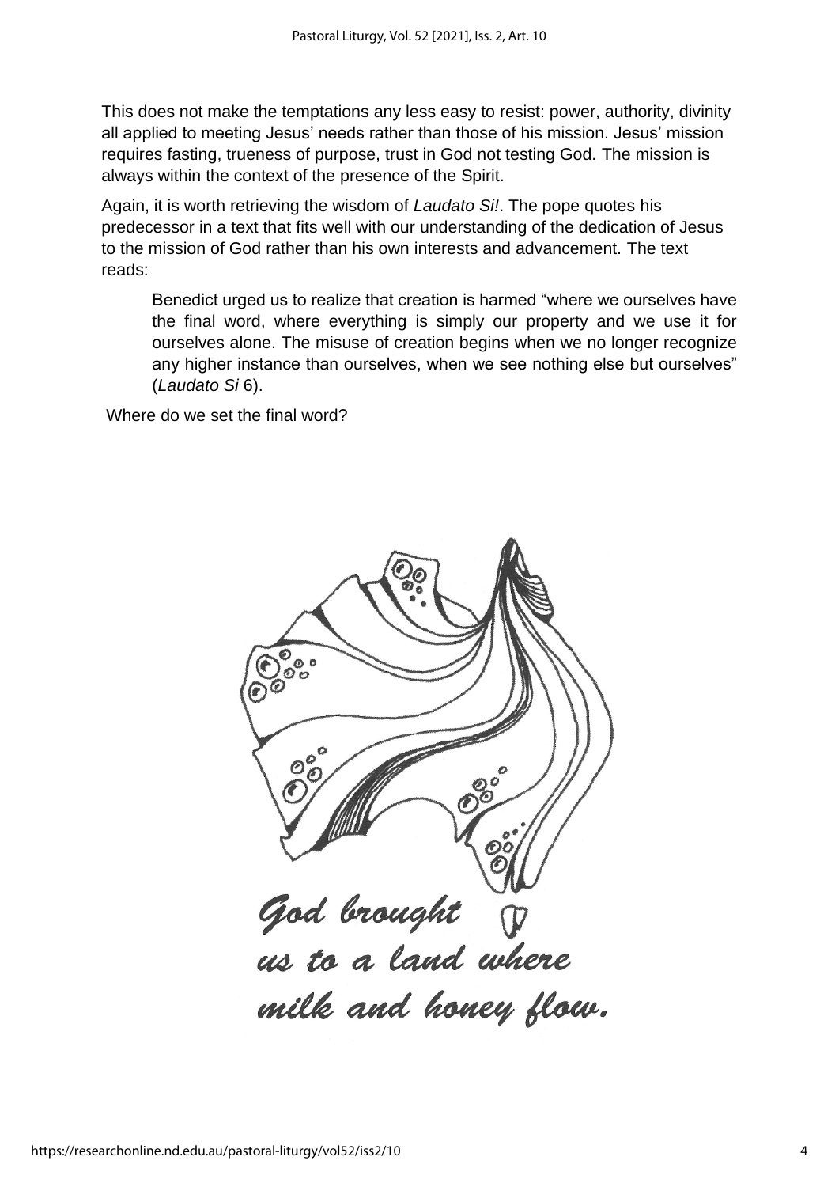This does not make the temptations any less easy to resist: power, authority, divinity all applied to meeting Jesus' needs rather than those of his mission. Jesus' mission requires fasting, trueness of purpose, trust in God not testing God. The mission is always within the context of the presence of the Spirit.

Again, it is worth retrieving the wisdom of *Laudato Si!*. The pope quotes his predecessor in a text that fits well with our understanding of the dedication of Jesus to the mission of God rather than his own interests and advancement. The text reads:

> Benedict urged us to realize that creation is harmed "where we ourselves have the final word, where everything is simply our property and we use it for ourselves alone. The misuse of creation begins when we no longer recognize any higher instance than ourselves, when we see nothing else but ourselves" (*Laudato Si* 6).

Where do we set the final word?

*God brought us to a land where milk and honey flow.*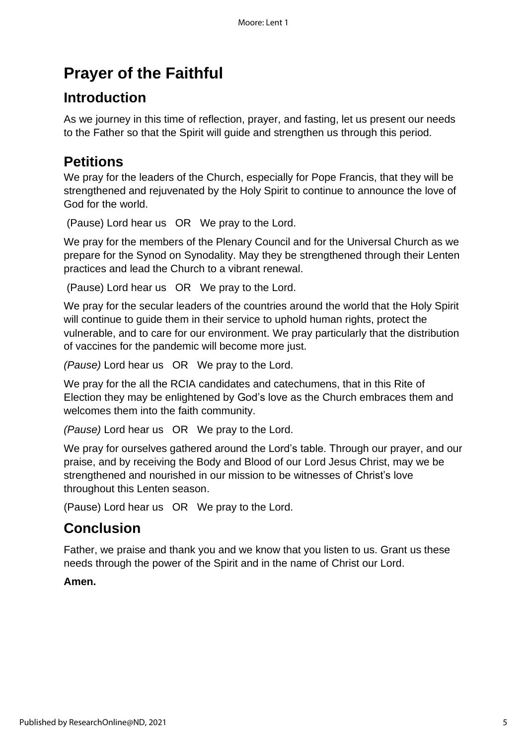# Prayer of the Faithful

## Introduction

As we journey in this time of reflection, prayer, and fasting, let us present our needs to the Father so that the Spirit will guide and strengthen us through this period.

## Petitions

We pray for the leaders of the Church, especially for Pope Francis, that they will be strengthened and rejuvenated by the Holy Spirit to continue to announce the love of God for the world.

(Pause) Lord hear us OR We pray to the Lord.

We pray for the members of the Plenary Council and for the Universal Church as we prepare for the Synod on Synodality. May they be strengthened through their Lenten practices and lead the Church to a vibrant renewal.

(Pause) Lord hear us OR We pray to the Lord.

We pray for the secular leaders of the countries around the world that the Holy Spirit will continue to guide them in their service to uphold human rights, protect the vulnerable, and to care for our environment. We pray particularly that the distribution of vaccines for the pandemic will become more just.

*(Pause)* Lord hear us OR We pray to the Lord.

We pray for the all the RCIA candidates and catechumens, that in this Rite of Election they may be enlightened by God's love as the Church embraces them and welcomes them into the faith community.

*(Pause)* Lord hear us OR We pray to the Lord.

We pray for ourselves gathered around the Lord's table. Through our prayer, and our praise, and by receiving the Body and Blood of our Lord Jesus Christ, may we be strengthened and nourished in our mission to be witnesses of Christ's love throughout this Lenten season.

(Pause) Lord hear us OR We pray to the Lord.

## Conclusion

Father, we praise and thank you and we know that you listen to us. Grant us these needs through the power of the Spirit and in the name of Christ our Lord.

**Amen.**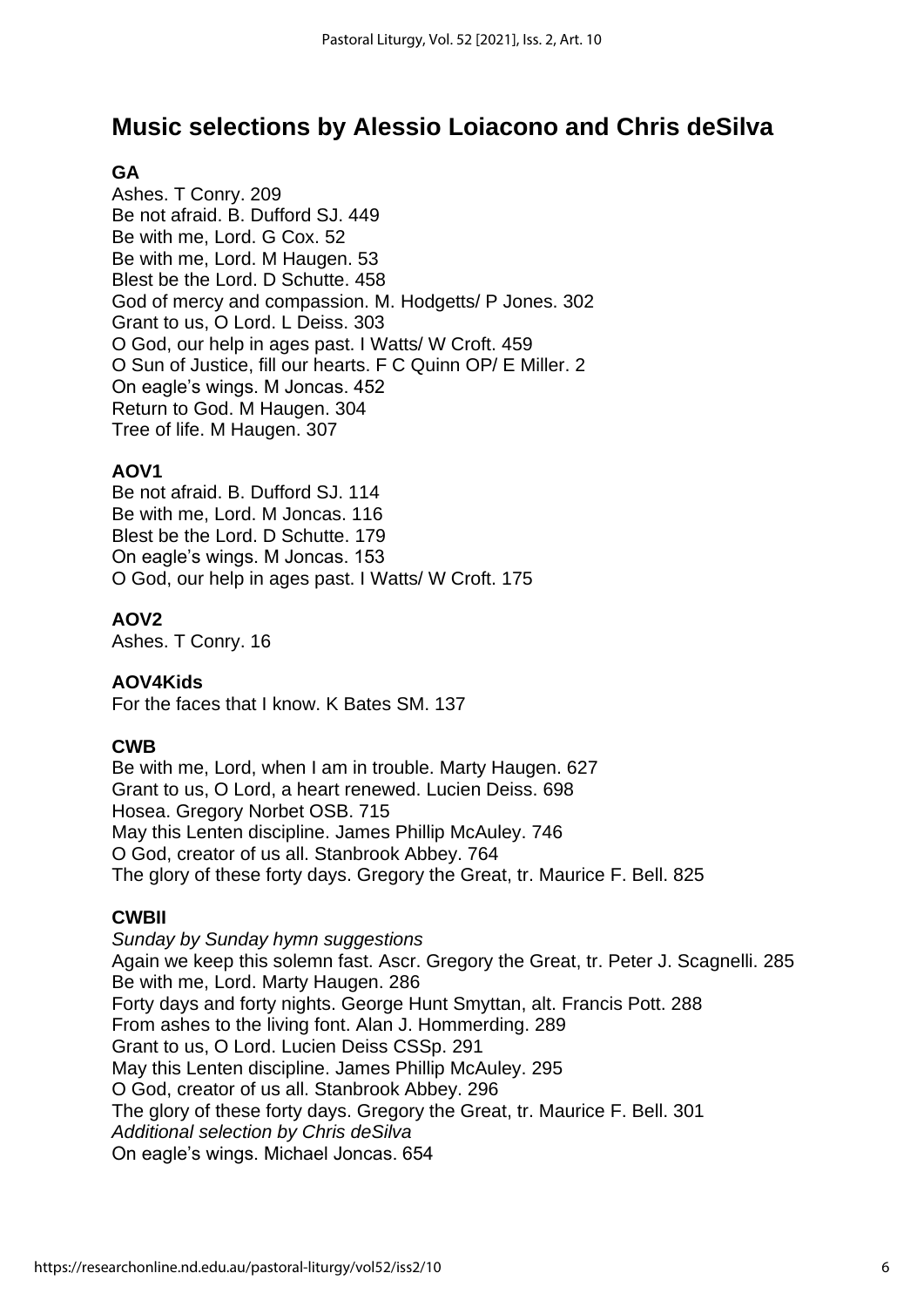## Music selections by Alessio Loiacono and Chris deSilva

**GA**

Ashes. T Conry. 209
Be not afraid. B. Dufford SJ. 449
Be with me, Lord. G Cox. 52
Be with me, Lord. M Haugen. 53
Blest be the Lord. D Schutte. 458
God of mercy and compassion. M. Hodgetts/ P Jones. 302
Grant to us, O Lord. L Deiss. 303
O God, our help in ages past. I Watts/ W Croft. 459
O Sun of Justice, fill our hearts. F C Quinn OP/ E Miller. 2
On eagle's wings. M Joncas. 452
Return to God. M Haugen. 304
Tree of life. M Haugen. 307

**AOV1**

Be not afraid. B. Dufford SJ. 114
Be with me, Lord. M Joncas. 116
Blest be the Lord. D Schutte. 179
On eagle's wings. M Joncas. 153
O God, our help in ages past. I Watts/ W Croft. 175

**AOV2**

Ashes. T Conry. 16

**AOV4Kids**

For the faces that I know. K Bates SM. 137

**CWB**

Be with me, Lord, when I am in trouble. Marty Haugen. 627
Grant to us, O Lord, a heart renewed. Lucien Deiss. 698
Hosea. Gregory Norbet OSB. 715
May this Lenten discipline. James Phillip McAuley. 746
O God, creator of us all. Stanbrook Abbey. 764
The glory of these forty days. Gregory the Great, tr. Maurice F. Bell. 825

**CWBII**

*Sunday by Sunday hymn suggestions*
Again we keep this solemn fast. Ascr. Gregory the Great, tr. Peter J. Scagnelli. 285
Be with me, Lord. Marty Haugen. 286
Forty days and forty nights. George Hunt Smyttan, alt. Francis Pott. 288
From ashes to the living font. Alan J. Hommerding. 289
Grant to us, O Lord. Lucien Deiss CSSp. 291
May this Lenten discipline. James Phillip McAuley. 295
O God, creator of us all. Stanbrook Abbey. 296
The glory of these forty days. Gregory the Great, tr. Maurice F. Bell. 301
*Additional selection by Chris deSilva*
On eagle's wings. Michael Joncas. 654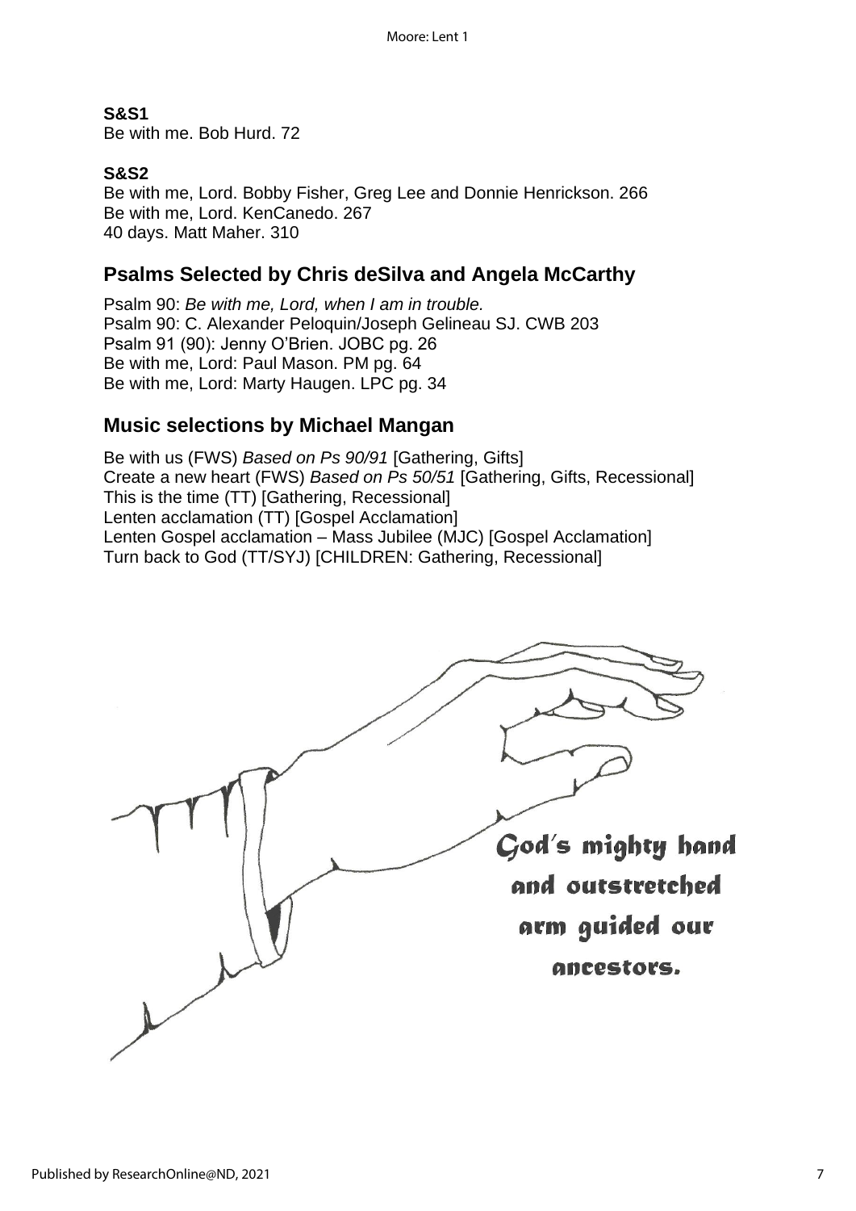**S&S1**
Be with me. Bob Hurd. 72

**S&S2**
Be with me, Lord. Bobby Fisher, Greg Lee and Donnie Henrickson. 266
Be with me, Lord. KenCanedo. 267
40 days. Matt Maher. 310

## Psalms Selected by Chris deSilva and Angela McCarthy

Psalm 90: *Be with me, Lord, when I am in trouble.*
Psalm 90: C. Alexander Peloquin/Joseph Gelineau SJ. CWB 203
Psalm 91 (90): Jenny O'Brien. JOBC pg. 26
Be with me, Lord: Paul Mason. PM pg. 64
Be with me, Lord: Marty Haugen. LPC pg. 34

## Music selections by Michael Mangan

Be with us (FWS) *Based on Ps 90/91* [Gathering, Gifts]
Create a new heart (FWS) *Based on Ps 50/51* [Gathering, Gifts, Recessional]
This is the time (TT) [Gathering, Recessional]
Lenten acclamation (TT) [Gospel Acclamation]
Lenten Gospel acclamation – Mass Jubilee (MJC) [Gospel Acclamation]
Turn back to God (TT/SYJ) [CHILDREN: Gathering, Recessional]

God's mighty hand and outstretched arm guided our ancestors.